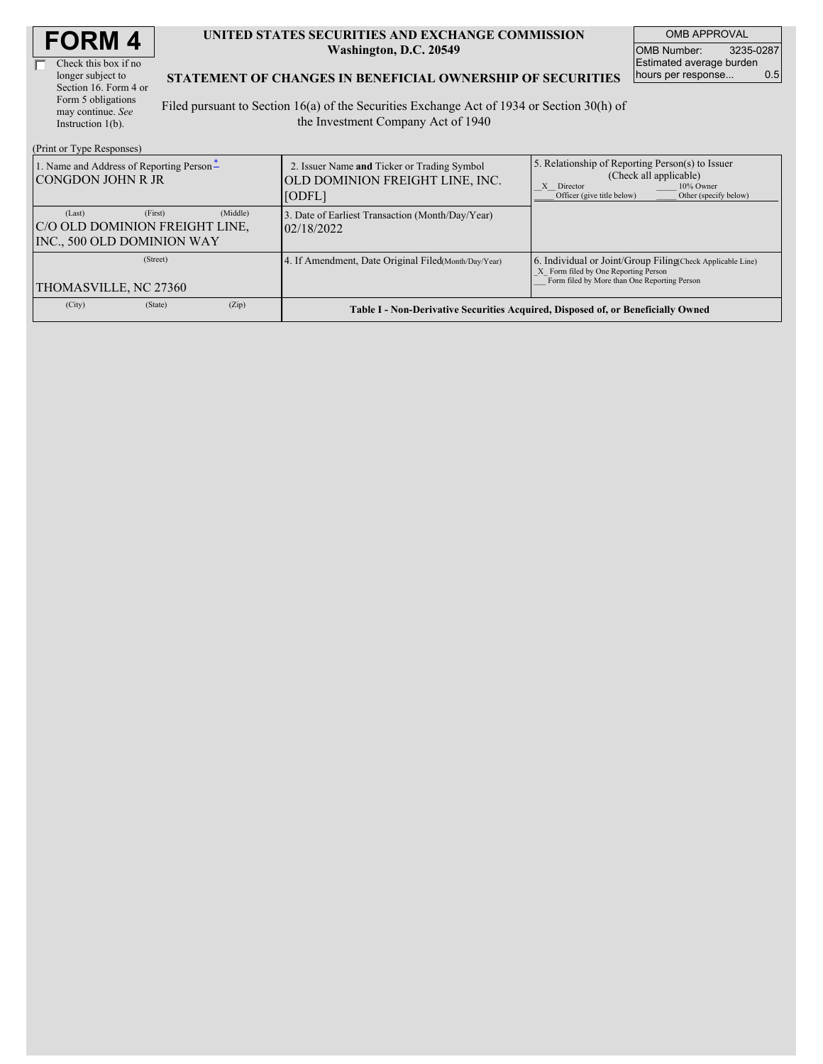# FORM 4

☐ Check this box if no longer subject to Section 16. Form 4 or Form 5 obligations may continue. *See* Instruction 1(b).

**UNITED STATES SECURITIES AND EXCHANGE COMMISSION**
**Washington, D.C. 20549**

**STATEMENT OF CHANGES IN BENEFICIAL OWNERSHIP OF SECURITIES**

Filed pursuant to Section 16(a) of the Securities Exchange Act of 1934 or Section 30(h) of the Investment Company Act of 1940

| OMB APPROVAL | |
|---|---|
| OMB Number: | 3235-0287 |
| Estimated average burden hours per response... | 0.5 |

(Print or Type Responses)

| 1. Name and Address of Reporting Person* | 2. Issuer Name **and** Ticker or Trading Symbol | 5. Relationship of Reporting Person(s) to Issuer (Check all applicable) |
|---|---|---|
| CONGDON JOHN R JR | OLD DOMINION FREIGHT LINE, INC. [ODFL] | _X_ Director ___ 10% Owner ___ Officer (give title below) ___ Other (specify below) |
| (Last) (First) (Middle) C/O OLD DOMINION FREIGHT LINE, INC., 500 OLD DOMINION WAY | 3. Date of Earliest Transaction (Month/Day/Year) 02/18/2022 | |
| (Street) THOMASVILLE, NC 27360 | 4. If Amendment, Date Original Filed(Month/Day/Year) | 6. Individual or Joint/Group Filing(Check Applicable Line) _X_ Form filed by One Reporting Person ___ Form filed by More than One Reporting Person |
| (City) (State) (Zip) | **Table I - Non-Derivative Securities Acquired, Disposed of, or Beneficially Owned** | |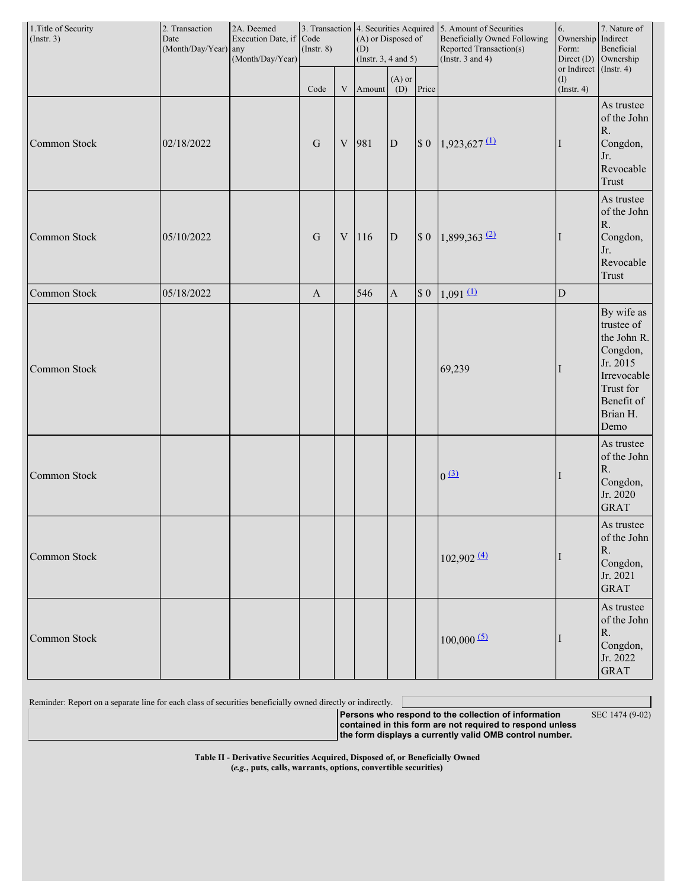| 1.Title of Security (Instr. 3) | 2. Transaction Date (Month/Day/Year) | 2A. Deemed Execution Date, if any (Month/Day/Year) | 3. Transaction Code (Instr. 8) | | 4. Securities Acquired (A) or Disposed of (D) (Instr. 3, 4 and 5) | | | 5. Amount of Securities Beneficially Owned Following Reported Transaction(s) (Instr. 3 and 4) | 6. Ownership Form: Direct (D) or Indirect (I) (Instr. 4) | 7. Nature of Indirect Beneficial Ownership (Instr. 4) |
|---|---|---|---|---|---|---|---|---|---|---|
| | | | Code | V | Amount | (A) or (D) | Price | | | |
| Common Stock | 02/18/2022 | | G | V | 981 | D | $ 0 | 1,923,627 (1) | I | As trustee of the John R. Congdon, Jr. Revocable Trust |
| Common Stock | 05/10/2022 | | G | V | 116 | D | $ 0 | 1,899,363 (2) | I | As trustee of the John R. Congdon, Jr. Revocable Trust |
| Common Stock | 05/18/2022 | | A | | 546 | A | $ 0 | 1,091 (1) | D | |
| Common Stock | | | | | | | | 69,239 | I | By wife as trustee of the John R. Congdon, Jr. 2015 Irrevocable Trust for Benefit of Brian H. Demo |
| Common Stock | | | | | | | | 0 (3) | I | As trustee of the John R. Congdon, Jr. 2020 GRAT |
| Common Stock | | | | | | | | 102,902 (4) | I | As trustee of the John R. Congdon, Jr. 2021 GRAT |
| Common Stock | | | | | | | | 100,000 (5) | I | As trustee of the John R. Congdon, Jr. 2022 GRAT |

Reminder: Report on a separate line for each class of securities beneficially owned directly or indirectly.

**Persons who respond to the collection of information contained in this form are not required to respond unless the form displays a currently valid OMB control number.** SEC 1474 (9-02)

**Table II - Derivative Securities Acquired, Disposed of, or Beneficially Owned**
**(*e.g.*, puts, calls, warrants, options, convertible securities)**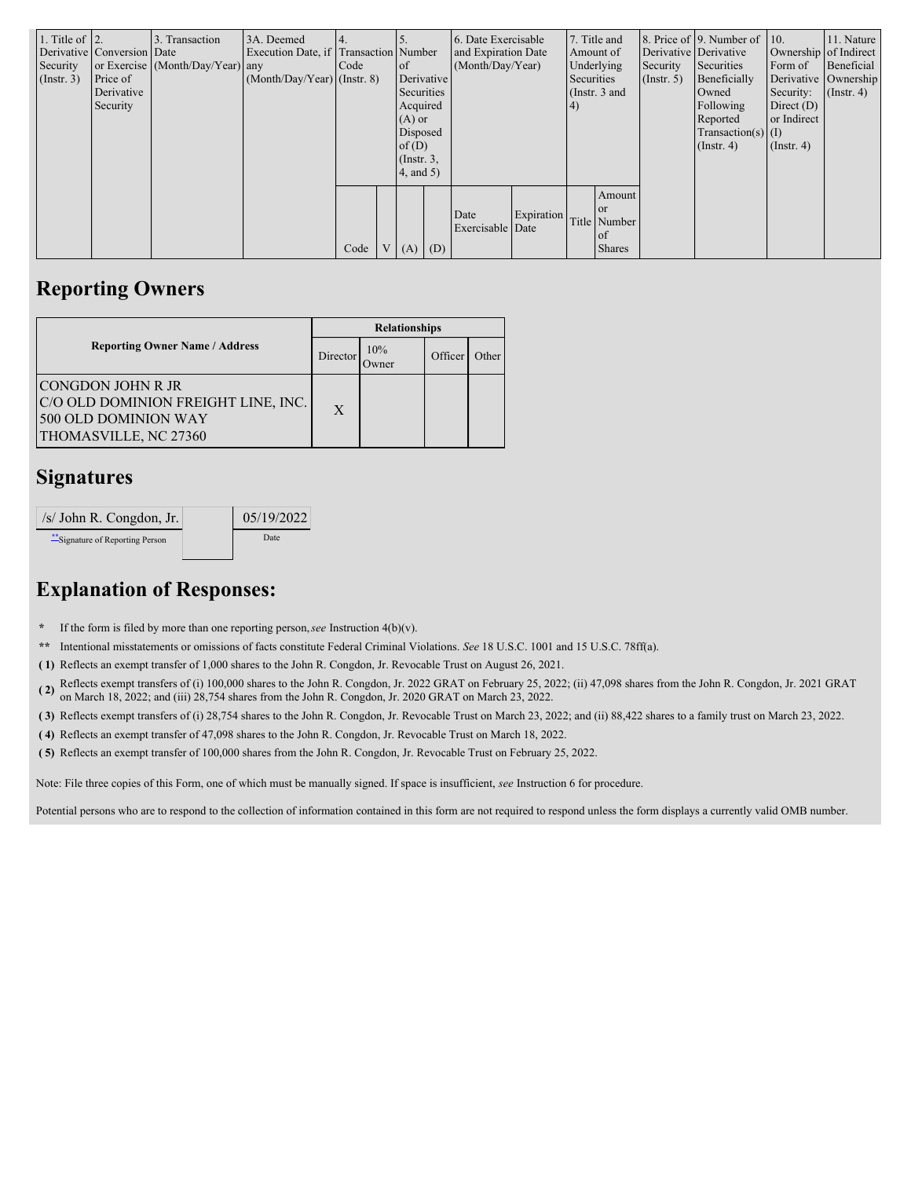| 1. Title of Derivative Security (Instr. 3) | 2. Conversion or Exercise Price of Derivative Security | 3. Transaction Date (Month/Day/Year) | 3A. Deemed Execution Date, if any (Month/Day/Year) | 4. Transaction Code (Instr. 8) | | 5. Number of Derivative Securities Acquired (A) or Disposed of (D) (Instr. 3, 4, and 5) | | 6. Date Exercisable and Expiration Date (Month/Day/Year) | | 7. Title and Amount of Underlying Securities (Instr. 3 and 4) | | 8. Price of Derivative Security (Instr. 5) | 9. Number of Derivative Securities Beneficially Owned Following Reported Transaction(s) (Instr. 4) | 10. Ownership Form of Derivative Security: Direct (D) or Indirect (I) (Instr. 4) | 11. Nature of Indirect Beneficial Ownership (Instr. 4) |
|---|---|---|---|---|---|---|---|---|---|---|---|---|---|---|---|
| | | | | Code | V | (A) | (D) | Date Exercisable | Expiration Date | Title | Amount or Number of Shares | | | | |

## Reporting Owners

| Reporting Owner Name / Address | Relationships | | | |
|---|---|---|---|---|
| | Director | 10% Owner | Officer | Other |
| CONGDON JOHN R JR<br>C/O OLD DOMINION FREIGHT LINE, INC.<br>500 OLD DOMINION WAY<br>THOMASVILLE, NC 27360 | X | | | |

## Signatures

| /s/ John R. Congdon, Jr. | | 05/19/2022 |
|---|---|---|
| **Signature of Reporting Person | | Date |

## Explanation of Responses:

- \* If the form is filed by more than one reporting person, *see* Instruction 4(b)(v).
- \*\* Intentional misstatements or omissions of facts constitute Federal Criminal Violations. *See* 18 U.S.C. 1001 and 15 U.S.C. 78ff(a).
- ( 1) Reflects an exempt transfer of 1,000 shares to the John R. Congdon, Jr. Revocable Trust on August 26, 2021.
- ( 2) Reflects exempt transfers of (i) 100,000 shares to the John R. Congdon, Jr. 2022 GRAT on February 25, 2022; (ii) 47,098 shares from the John R. Congdon, Jr. 2021 GRAT on March 18, 2022; and (iii) 28,754 shares from the John R. Congdon, Jr. 2020 GRAT on March 23, 2022.
- ( 3) Reflects exempt transfers of (i) 28,754 shares to the John R. Congdon, Jr. Revocable Trust on March 23, 2022; and (ii) 88,422 shares to a family trust on March 23, 2022.
- ( 4) Reflects an exempt transfer of 47,098 shares to the John R. Congdon, Jr. Revocable Trust on March 18, 2022.
- ( 5) Reflects an exempt transfer of 100,000 shares from the John R. Congdon, Jr. Revocable Trust on February 25, 2022.

Note: File three copies of this Form, one of which must be manually signed. If space is insufficient, *see* Instruction 6 for procedure.

Potential persons who are to respond to the collection of information contained in this form are not required to respond unless the form displays a currently valid OMB number.